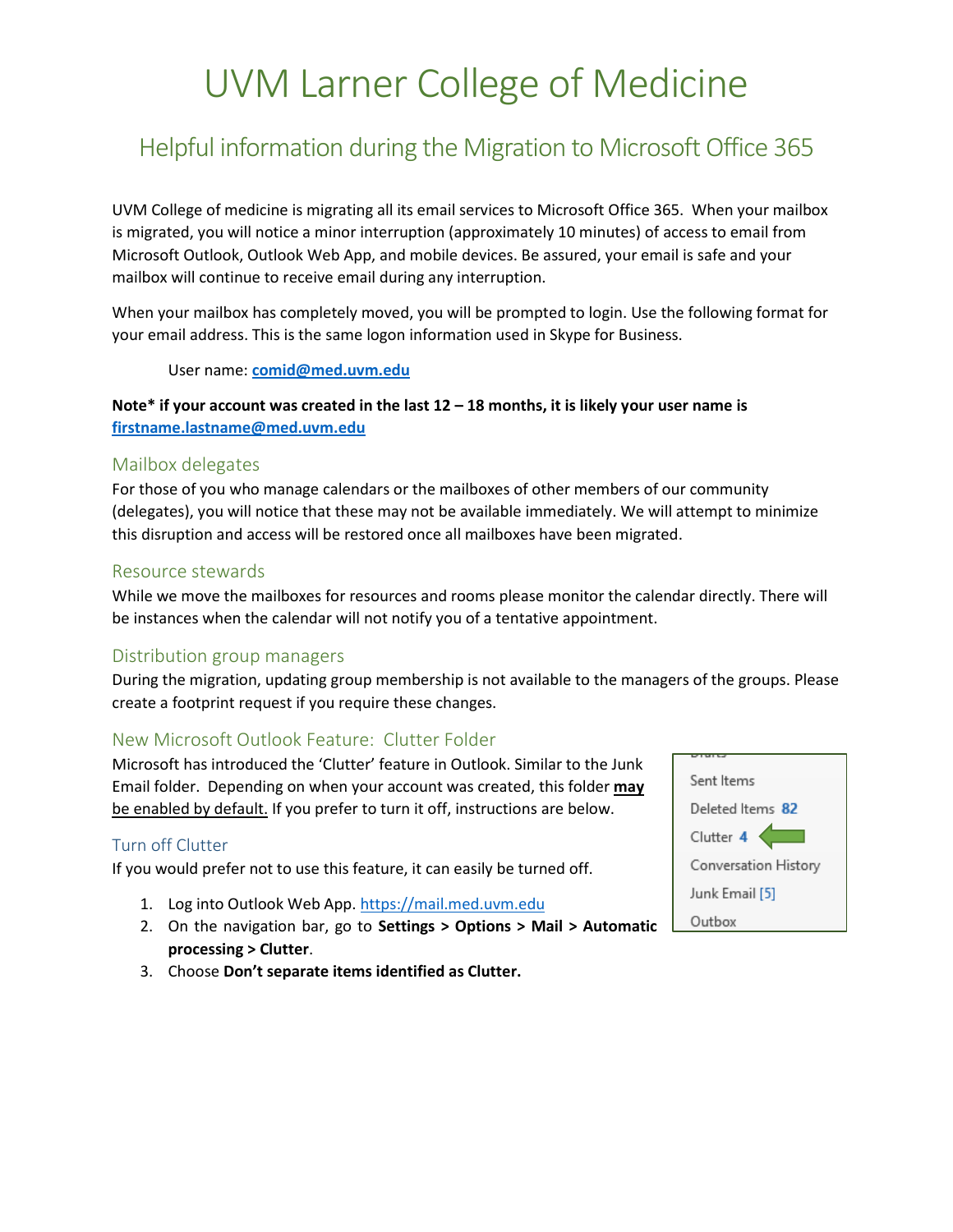# UVM Larner College of Medicine

## Helpful information during the Migration to Microsoft Office 365

UVM College of medicine is migrating all its email services to Microsoft Office 365. When your mailbox is migrated, you will notice a minor interruption (approximately 10 minutes) of access to email from Microsoft Outlook, Outlook Web App, and mobile devices. Be assured, your email is safe and your mailbox will continue to receive email during any interruption.

When your mailbox has completely moved, you will be prompted to login. Use the following format for your email address. This is the same logon information used in Skype for Business.

User name: **comid@med.uvm.edu**

**Note* if your account was created in the last 12 – 18 months, it is likely your user name is firstname.lastname@med.uvm.edu**

### Mailbox delegates

For those of you who manage calendars or the mailboxes of other members of our community (delegates), you will notice that these may not be available immediately. We will attempt to minimize this disruption and access will be restored once all mailboxes have been migrated.

### Resource stewards

While we move the mailboxes for resources and rooms please monitor the calendar directly. There will be instances when the calendar will not notify you of a tentative appointment.

### Distribution group managers

During the migration, updating group membership is not available to the managers of the groups. Please create a footprint request if you require these changes.

### New Microsoft Outlook Feature: Clutter Folder

Microsoft has introduced the 'Clutter' feature in Outlook. Similar to the Junk Email folder. Depending on when your account was created, this folder **may be enabled by default.** If you prefer to turn it off, instructions are below.

Sent Items
Deleted Items 82
Clutter 4
Conversation History
Junk Email [5]
Outbox

#### Turn off Clutter

If you would prefer not to use this feature, it can easily be turned off.

1. Log into Outlook Web App. https://mail.med.uvm.edu
2. On the navigation bar, go to **Settings > Options > Mail > Automatic processing > Clutter**.
3. Choose **Don't separate items identified as Clutter.**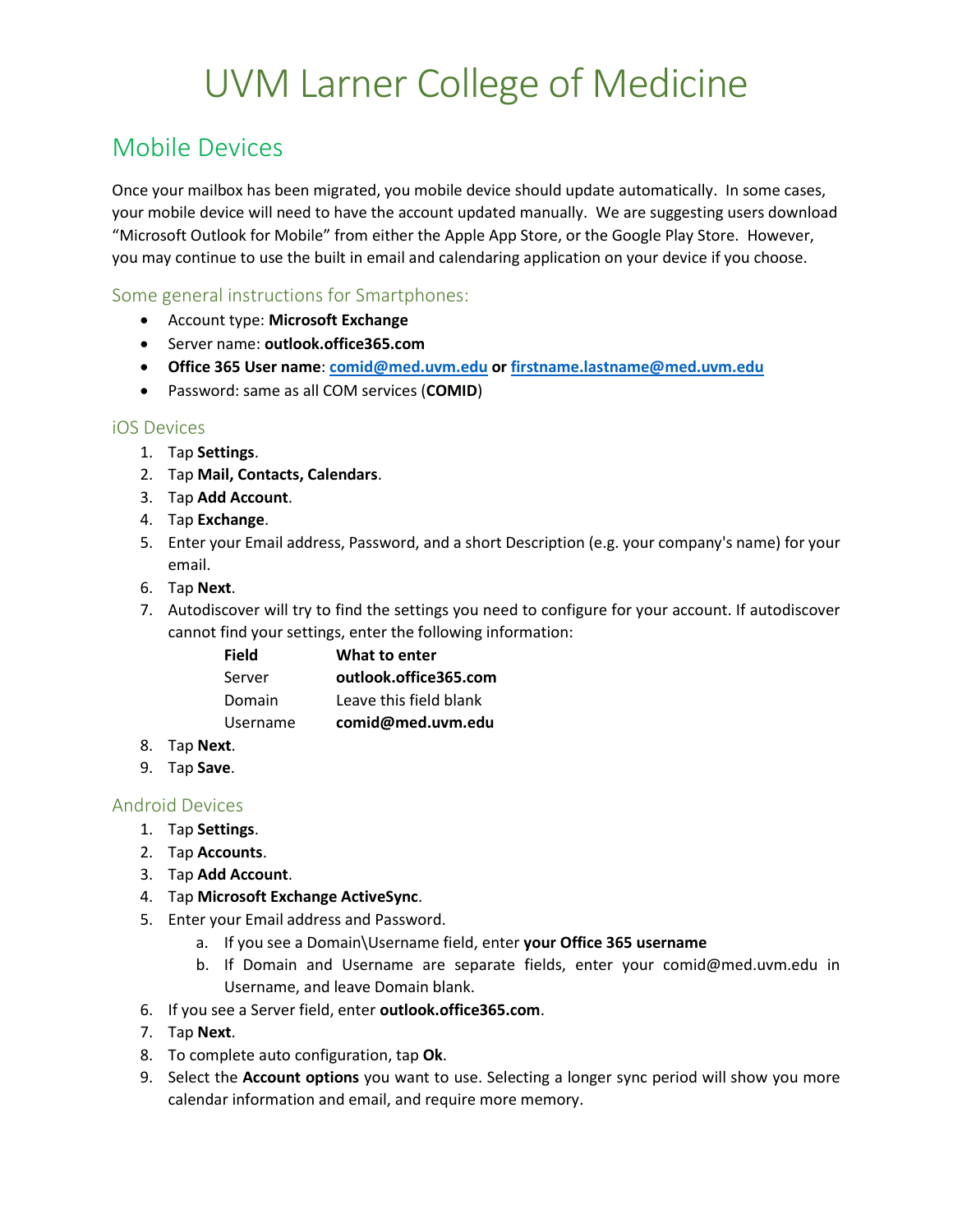# UVM Larner College of Medicine

## Mobile Devices

Once your mailbox has been migrated, you mobile device should update automatically. In some cases, your mobile device will need to have the account updated manually. We are suggesting users download "Microsoft Outlook for Mobile" from either the Apple App Store, or the Google Play Store. However, you may continue to use the built in email and calendaring application on your device if you choose.

### Some general instructions for Smartphones:

- Account type: **Microsoft Exchange**
- Server name: **outlook.office365.com**
- **Office 365 User name**: **comid@med.uvm.edu** **or** **firstname.lastname@med.uvm.edu**
- Password: same as all COM services (**COMID**)

### iOS Devices

1. Tap **Settings**.
2. Tap **Mail, Contacts, Calendars**.
3. Tap **Add Account**.
4. Tap **Exchange**.
5. Enter your Email address, Password, and a short Description (e.g. your company's name) for your email.
6. Tap **Next**.
7. Autodiscover will try to find the settings you need to configure for your account. If autodiscover cannot find your settings, enter the following information:

| Field | What to enter |
| --- | --- |
| Server | **outlook.office365.com** |
| Domain | Leave this field blank |
| Username | **comid@med.uvm.edu** |

8. Tap **Next**.
9. Tap **Save**.

### Android Devices

1. Tap **Settings**.
2. Tap **Accounts**.
3. Tap **Add Account**.
4. Tap **Microsoft Exchange ActiveSync**.
5. Enter your Email address and Password.
   a. If you see a Domain\Username field, enter **your Office 365 username**
   b. If Domain and Username are separate fields, enter your comid@med.uvm.edu in Username, and leave Domain blank.
6. If you see a Server field, enter **outlook.office365.com**.
7. Tap **Next**.
8. To complete auto configuration, tap **Ok**.
9. Select the **Account options** you want to use. Selecting a longer sync period will show you more calendar information and email, and require more memory.